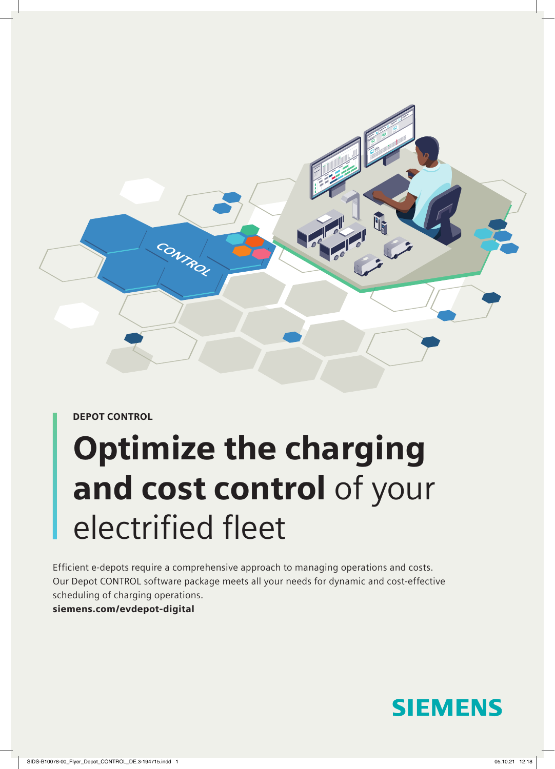DEPOT CONTROL

# **Optimize the charging and cost control** of your electrified fleet

Efficient e-depots require a comprehensive approach to managing operations and costs. Our Depot CONTROL software package meets all your needs for dynamic and cost-effective scheduling of charging operations.

**siemens.com/evdepot-digital**

SIEMENS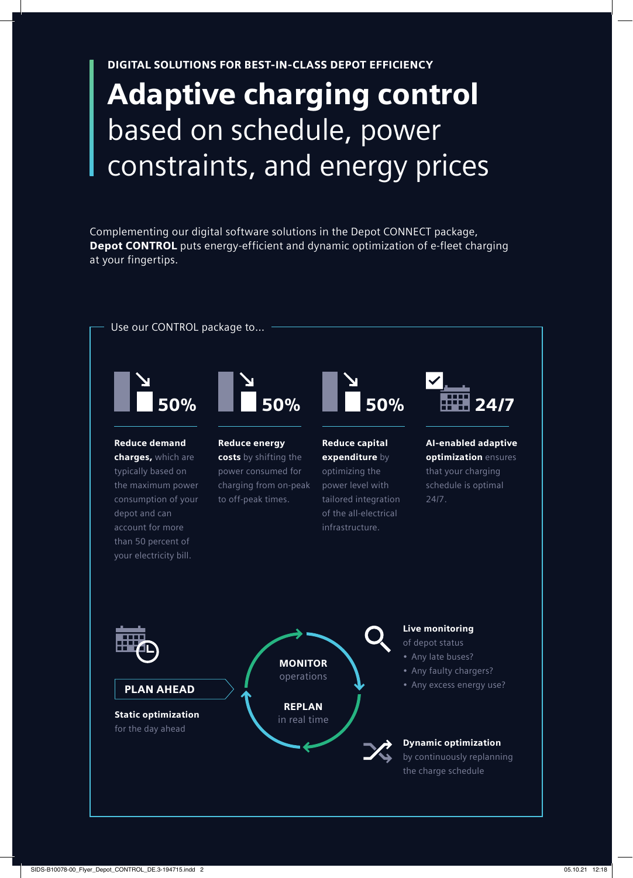DIGITAL SOLUTIONS FOR BEST-IN-CLASS DEPOT EFFICIENCY

# **Adaptive charging control** based on schedule, power constraints, and energy prices

Complementing our digital software solutions in the Depot CONNECT package, **Depot CONTROL** puts energy-efficient and dynamic optimization of e-fleet charging at your fingertips.

Use our CONTROL package to...

**50%**

**Reduce demand charges,** which are typically based on the maximum power consumption of your depot and can account for more than 50 percent of your electricity bill.

**50%**

**Reduce energy costs** by shifting the power consumed for charging from on-peak to off-peak times.

**50%**

**Reduce capital expenditure** by optimizing the power level with tailored integration of the all-electrical infrastructure.

**24/7**

**AI-enabled adaptive optimization** ensures that your charging schedule is optimal 24/7.

**PLAN AHEAD**

**Static optimization** for the day ahead

**MONITOR** operations

**REPLAN** in real time

**Live monitoring** of depot status

- Any late buses?
- Any faulty chargers?
- Any excess energy use?

**Dynamic optimization** by continuously replanning the charge schedule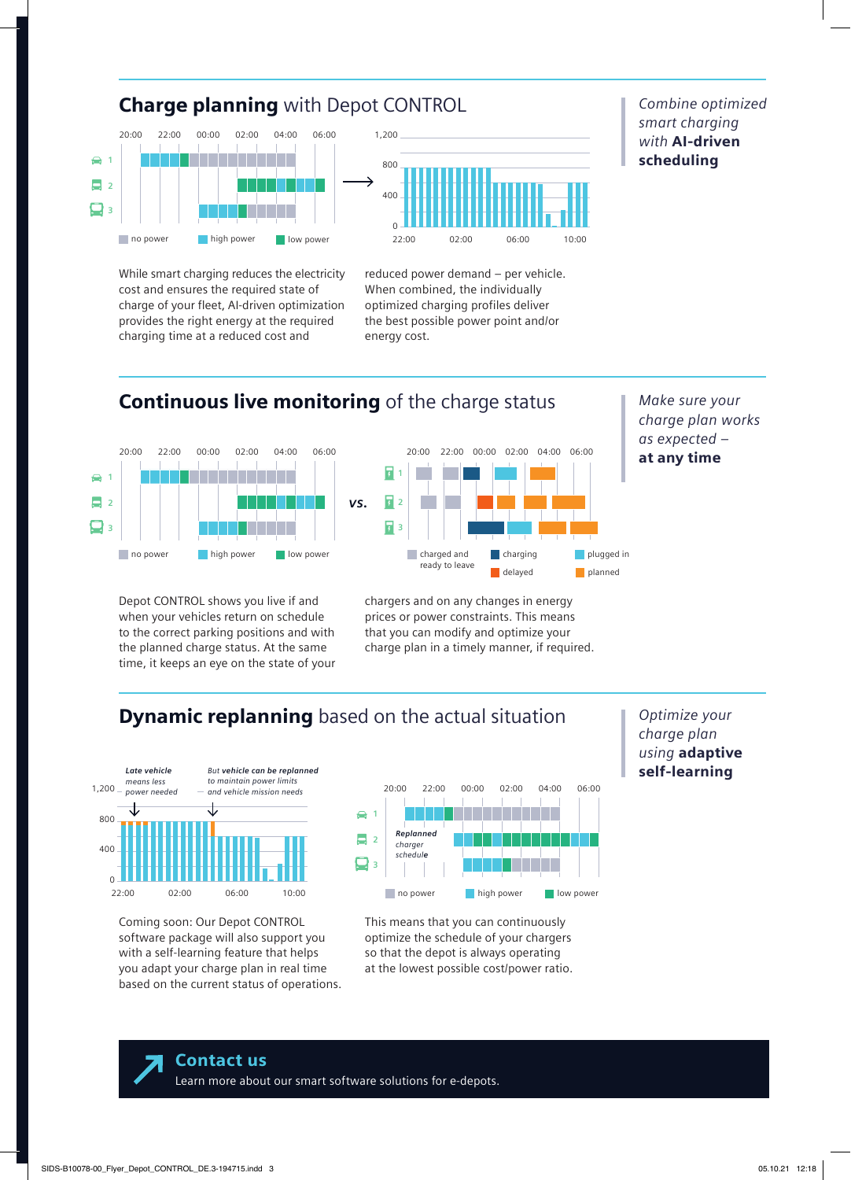## **Charge planning** with Depot CONTROL

*Combine optimized smart charging with* ***AI-driven scheduling***

While smart charging reduces the electricity cost and ensures the required state of charge of your fleet, AI-driven optimization provides the right energy at the required charging time at a reduced cost and reduced power demand – per vehicle. When combined, the individually optimized charging profiles deliver the best possible power point and/or energy cost.

## **Continuous live monitoring** of the charge status

*Make sure your charge plan works as expected –* ***at any time***

Depot CONTROL shows you live if and when your vehicles return on schedule to the correct parking positions and with the planned charge status. At the same time, it keeps an eye on the state of your chargers and on any changes in energy prices or power constraints. This means that you can modify and optimize your charge plan in a timely manner, if required.

## **Dynamic replanning** based on the actual situation

*Optimize your charge plan using* ***adaptive self-learning***

Coming soon: Our Depot CONTROL software package will also support you with a self-learning feature that helps you adapt your charge plan in real time based on the current status of operations.

This means that you can continuously optimize the schedule of your chargers so that the depot is always operating at the lowest possible cost/power ratio.

**Contact us**

Learn more about our smart software solutions for e-depots.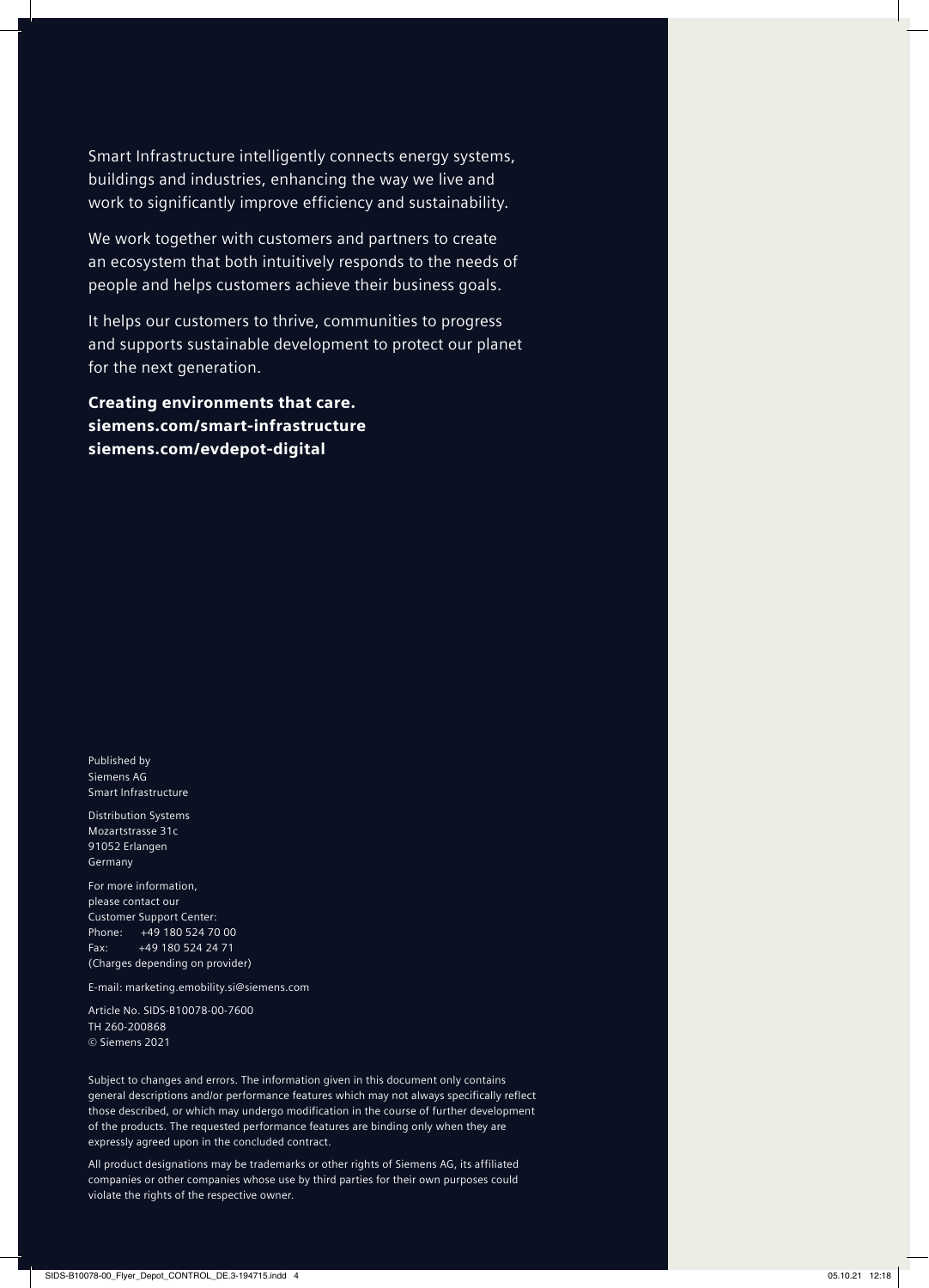Smart Infrastructure intelligently connects energy systems, buildings and industries, enhancing the way we live and work to significantly improve efficiency and sustainability.

We work together with customers and partners to create an ecosystem that both intuitively responds to the needs of people and helps customers achieve their business goals.

It helps our customers to thrive, communities to progress and supports sustainable development to protect our planet for the next generation.

**Creating environments that care.**
**siemens.com/smart-infrastructure**
**siemens.com/evdepot-digital**

Published by
Siemens AG
Smart Infrastructure

Distribution Systems
Mozartstrasse 31c
91052 Erlangen
Germany

For more information,
please contact our
Customer Support Center:
Phone: +49 180 524 70 00
Fax: +49 180 524 24 71
(Charges depending on provider)

E-mail: marketing.emobility.si@siemens.com

Article No. SIDS-B10078-00-7600
TH 260-200868
© Siemens 2021

Subject to changes and errors. The information given in this document only contains general descriptions and/or performance features which may not always specifically reflect those described, or which may undergo modification in the course of further development of the products. The requested performance features are binding only when they are expressly agreed upon in the concluded contract.

All product designations may be trademarks or other rights of Siemens AG, its affiliated companies or other companies whose use by third parties for their own purposes could violate the rights of the respective owner.